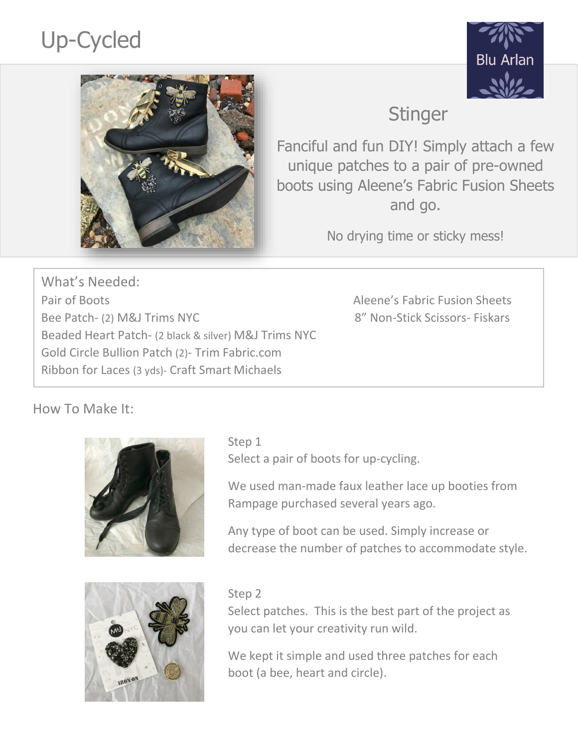# Up-Cycled

Blu Arlan

## Stinger

Fanciful and fun DIY! Simply attach a few unique patches to a pair of pre-owned boots using Aleene's Fabric Fusion Sheets and go.

No drying time or sticky mess!

### What's Needed:

- Pair of Boots
- Bee Patch- (2) M&J Trims NYC
- Beaded Heart Patch- (2 black & silver) M&J Trims NYC
- Gold Circle Bullion Patch (2)- Trim Fabric.com
- Ribbon for Laces (3 yds)- Craft Smart Michaels
- Aleene's Fabric Fusion Sheets
- 8" Non-Stick Scissors- Fiskars

### How To Make It:

Step 1
Select a pair of boots for up-cycling.

We used man-made faux leather lace up booties from Rampage purchased several years ago.

Any type of boot can be used. Simply increase or decrease the number of patches to accommodate style.

Step 2
Select patches. This is the best part of the project as you can let your creativity run wild.

We kept it simple and used three patches for each boot (a bee, heart and circle).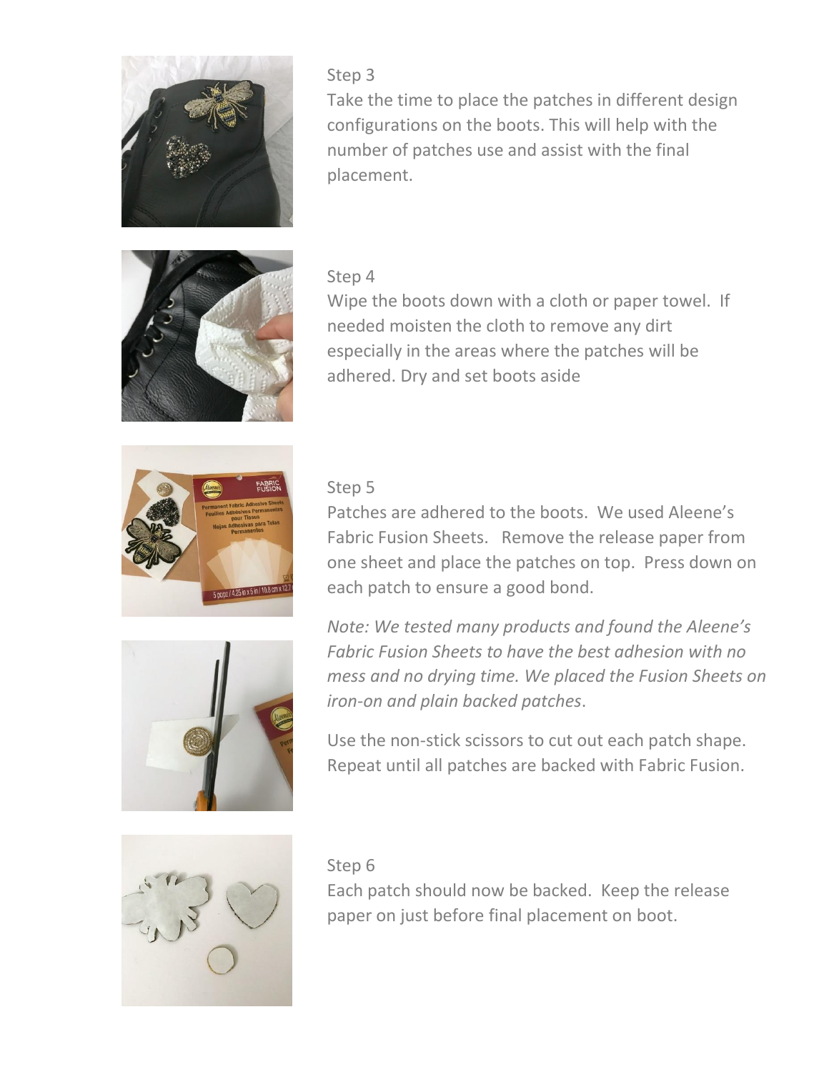Step 3

Take the time to place the patches in different design configurations on the boots. This will help with the number of patches use and assist with the final placement.

Step 4

Wipe the boots down with a cloth or paper towel. If needed moisten the cloth to remove any dirt especially in the areas where the patches will be adhered. Dry and set boots aside

Step 5

Patches are adhered to the boots. We used Aleene's Fabric Fusion Sheets. Remove the release paper from one sheet and place the patches on top. Press down on each patch to ensure a good bond.

*Note: We tested many products and found the Aleene's Fabric Fusion Sheets to have the best adhesion with no mess and no drying time. We placed the Fusion Sheets on iron-on and plain backed patches*.

Use the non-stick scissors to cut out each patch shape. Repeat until all patches are backed with Fabric Fusion.

Step 6

Each patch should now be backed. Keep the release paper on just before final placement on boot.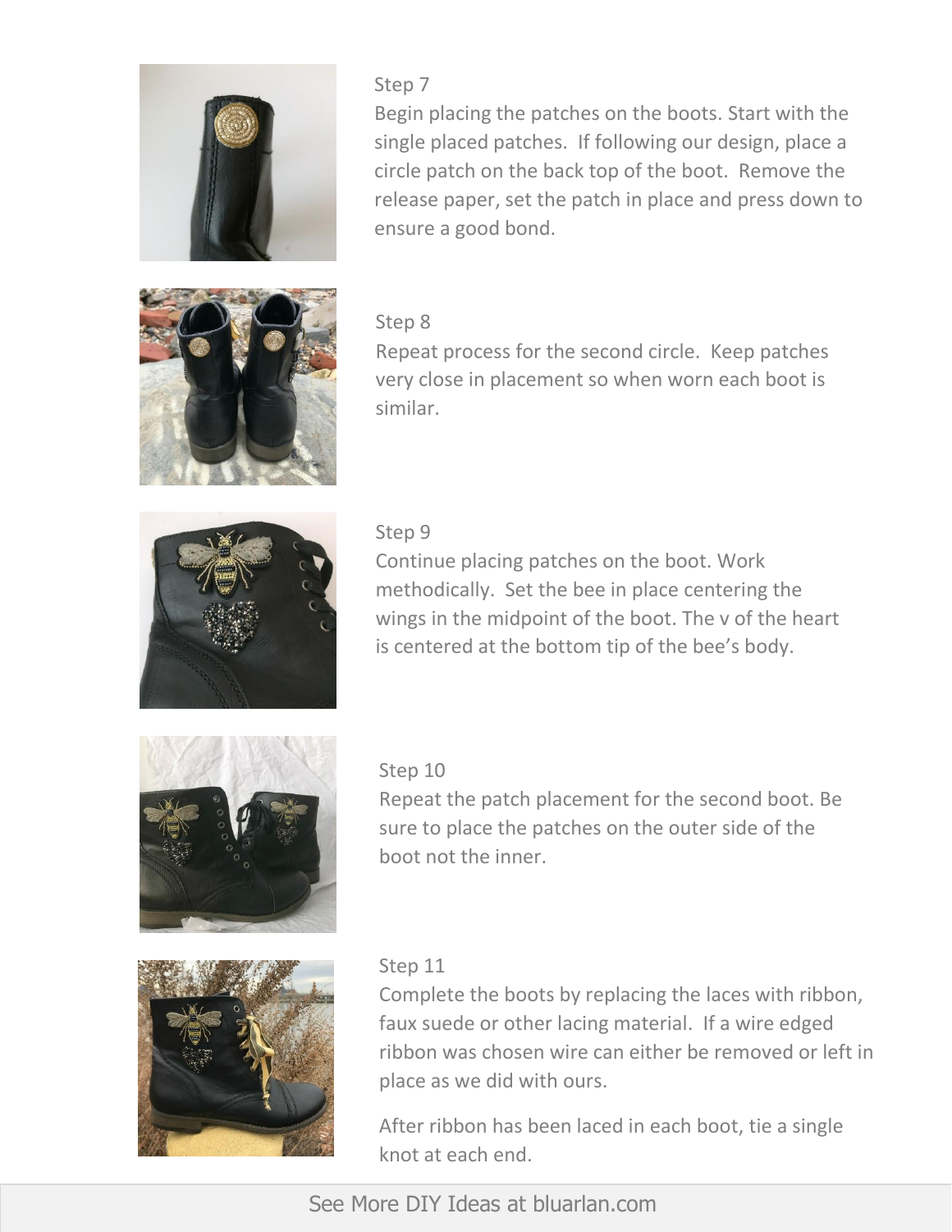Step 7

Begin placing the patches on the boots. Start with the single placed patches. If following our design, place a circle patch on the back top of the boot. Remove the release paper, set the patch in place and press down to ensure a good bond.

Step 8

Repeat process for the second circle. Keep patches very close in placement so when worn each boot is similar.

Step 9

Continue placing patches on the boot. Work methodically. Set the bee in place centering the wings in the midpoint of the boot. The v of the heart is centered at the bottom tip of the bee's body.

Step 10

Repeat the patch placement for the second boot. Be sure to place the patches on the outer side of the boot not the inner.

Step 11

Complete the boots by replacing the laces with ribbon, faux suede or other lacing material. If a wire edged ribbon was chosen wire can either be removed or left in place as we did with ours.

After ribbon has been laced in each boot, tie a single knot at each end.

See More DIY Ideas at bluarlan.com